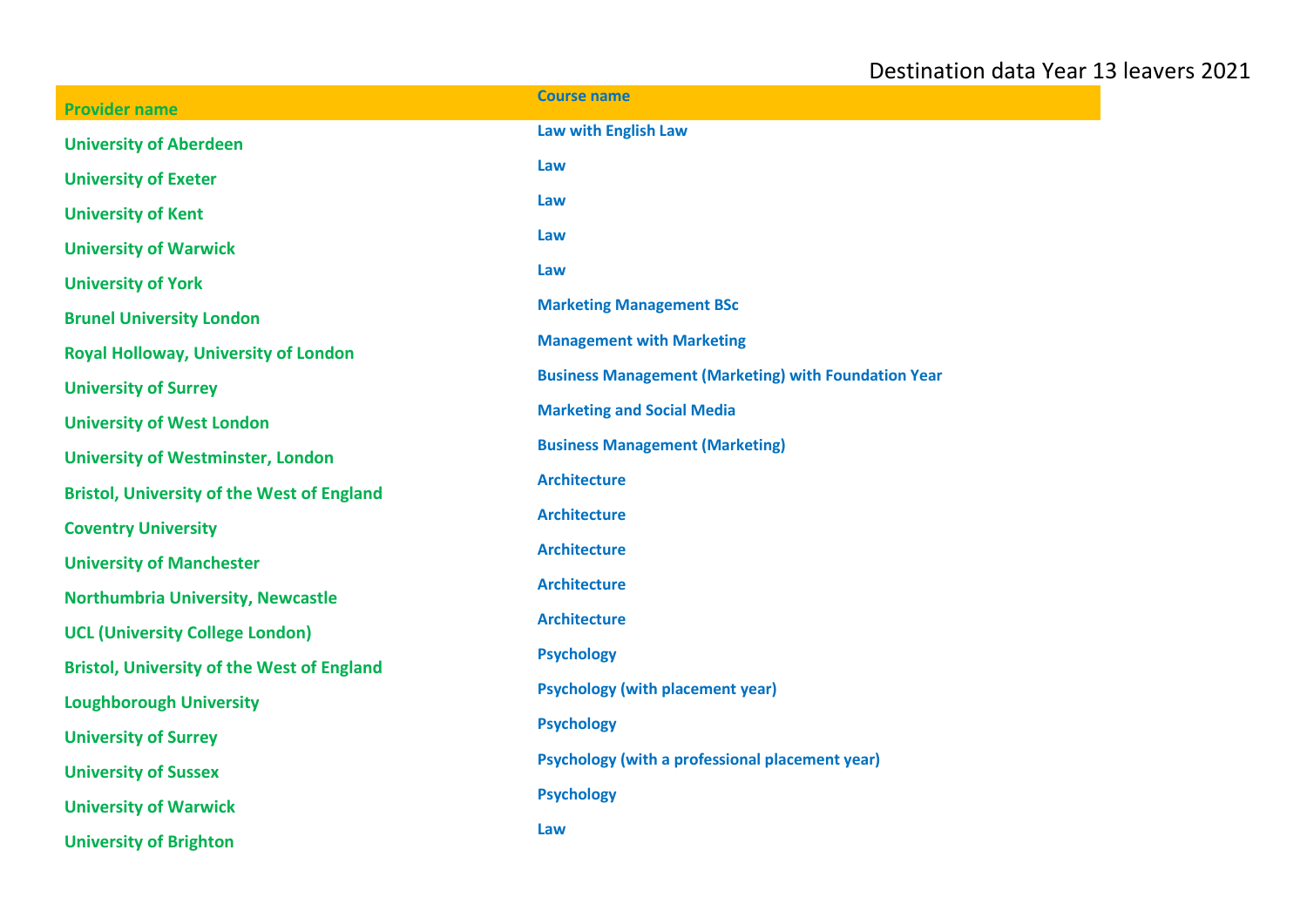# Destination data Year 13 leavers 2021

| Provider name | Course name |
|---|---|
| University of Aberdeen | Law with English Law |
| University of Exeter | Law |
| University of Kent | Law |
| University of Warwick | Law |
| University of York | Law |
| Brunel University London | Marketing Management BSc |
| Royal Holloway, University of London | Management with Marketing |
| University of Surrey | Business Management (Marketing) with Foundation Year |
| University of West London | Marketing and Social Media |
| University of Westminster, London | Business Management (Marketing) |
| Bristol, University of the West of England | Architecture |
| Coventry University | Architecture |
| University of Manchester | Architecture |
| Northumbria University, Newcastle | Architecture |
| UCL (University College London) | Architecture |
| Bristol, University of the West of England | Psychology |
| Loughborough University | Psychology (with placement year) |
| University of Surrey | Psychology |
| University of Sussex | Psychology (with a professional placement year) |
| University of Warwick | Psychology |
| University of Brighton | Law |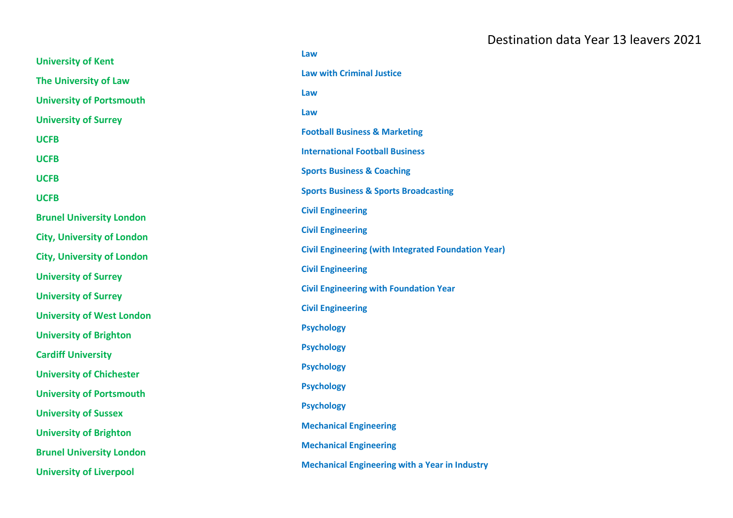Destination data Year 13 leavers 2021

| University | Course |
|---|---|
| **University of Kent** | **Law** |
| **The University of Law** | **Law with Criminal Justice** |
| **University of Portsmouth** | **Law** |
| **University of Surrey** | **Law** |
| **UCFB** | **Football Business & Marketing** |
| **UCFB** | **International Football Business** |
| **UCFB** | **Sports Business & Coaching** |
| **UCFB** | **Sports Business & Sports Broadcasting** |
| **Brunel University London** | **Civil Engineering** |
| **City, University of London** | **Civil Engineering** |
| **City, University of London** | **Civil Engineering (with Integrated Foundation Year)** |
| **University of Surrey** | **Civil Engineering** |
| **University of Surrey** | **Civil Engineering with Foundation Year** |
| **University of West London** | **Civil Engineering** |
| **University of Brighton** | **Psychology** |
| **Cardiff University** | **Psychology** |
| **University of Chichester** | **Psychology** |
| **University of Portsmouth** | **Psychology** |
| **University of Sussex** | **Psychology** |
| **University of Brighton** | **Mechanical Engineering** |
| **Brunel University London** | **Mechanical Engineering** |
| **University of Liverpool** | **Mechanical Engineering with a Year in Industry** |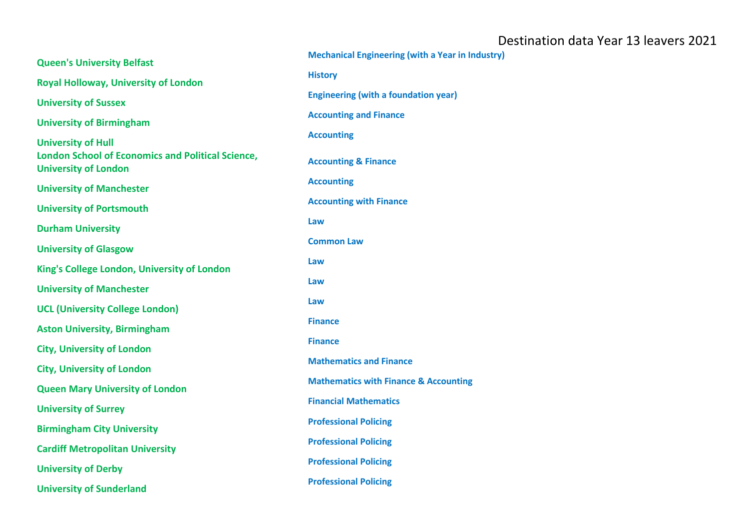# Destination data Year 13 leavers 2021

| University | Course |
| --- | --- |
| Queen's University Belfast | Mechanical Engineering (with a Year in Industry) |
| Royal Holloway, University of London | History |
| University of Sussex | Engineering (with a foundation year) |
| University of Birmingham | Accounting and Finance |
| University of Hull | Accounting |
| London School of Economics and Political Science, University of London | Accounting & Finance |
| University of Manchester | Accounting |
| University of Portsmouth | Accounting with Finance |
| Durham University | Law |
| University of Glasgow | Common Law |
| King's College London, University of London | Law |
| University of Manchester | Law |
| UCL (University College London) | Law |
| Aston University, Birmingham | Finance |
| City, University of London | Finance |
| City, University of London | Mathematics and Finance |
| Queen Mary University of London | Mathematics with Finance & Accounting |
| University of Surrey | Financial Mathematics |
| Birmingham City University | Professional Policing |
| Cardiff Metropolitan University | Professional Policing |
| University of Derby | Professional Policing |
| University of Sunderland | Professional Policing |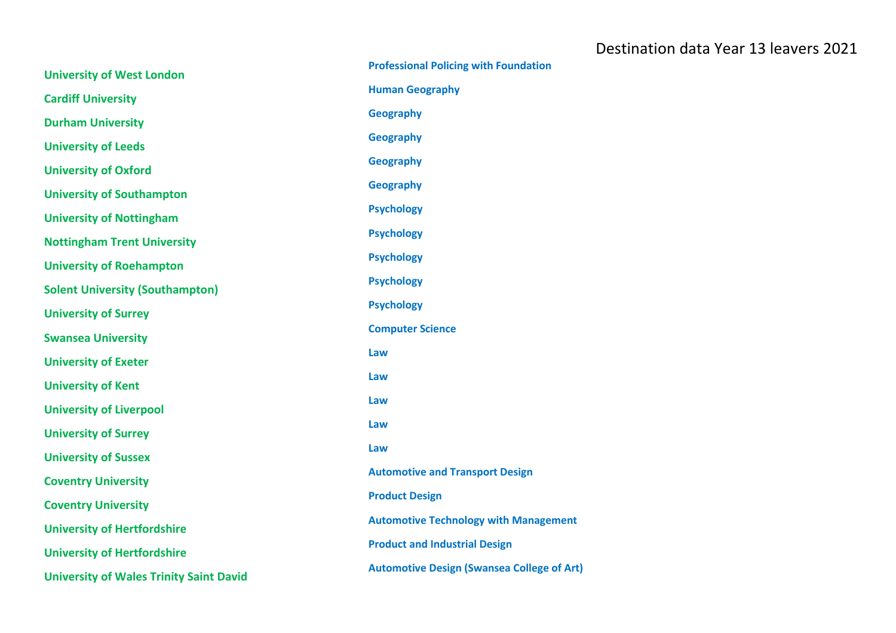Destination data Year 13 leavers 2021

| University | Course |
| --- | --- |
| University of West London | Professional Policing with Foundation |
| Cardiff University | Human Geography |
| Durham University | Geography |
| University of Leeds | Geography |
| University of Oxford | Geography |
| University of Southampton | Geography |
| University of Nottingham | Psychology |
| Nottingham Trent University | Psychology |
| University of Roehampton | Psychology |
| Solent University (Southampton) | Psychology |
| University of Surrey | Psychology |
| Swansea University | Computer Science |
| University of Exeter | Law |
| University of Kent | Law |
| University of Liverpool | Law |
| University of Surrey | Law |
| University of Sussex | Law |
| Coventry University | Automotive and Transport Design |
| Coventry University | Product Design |
| University of Hertfordshire | Automotive Technology with Management |
| University of Hertfordshire | Product and Industrial Design |
| University of Wales Trinity Saint David | Automotive Design (Swansea College of Art) |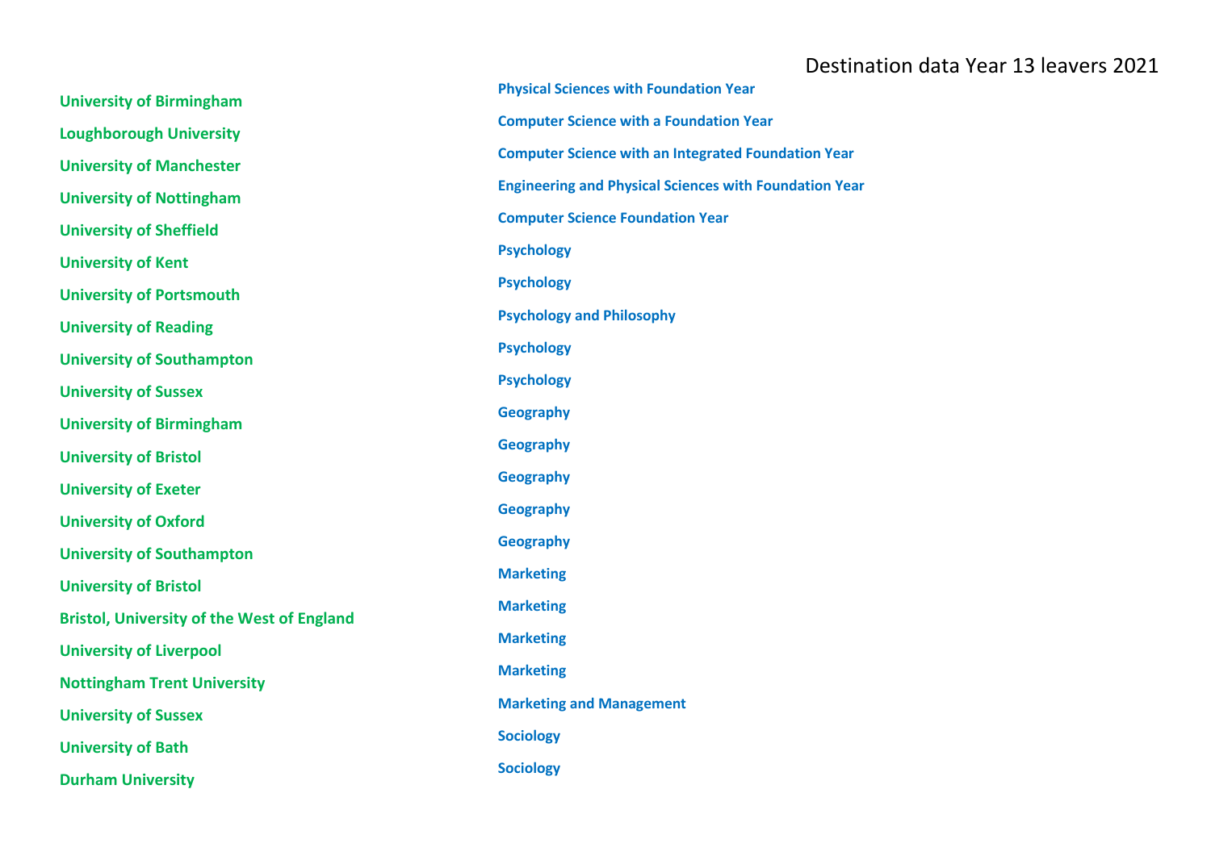Destination data Year 13 leavers 2021

| University | Course |
| --- | --- |
| University of Birmingham | Physical Sciences with Foundation Year |
| Loughborough University | Computer Science with a Foundation Year |
| University of Manchester | Computer Science with an Integrated Foundation Year |
| University of Nottingham | Engineering and Physical Sciences with Foundation Year |
| University of Sheffield | Computer Science Foundation Year |
| University of Kent | Psychology |
| University of Portsmouth | Psychology |
| University of Reading | Psychology and Philosophy |
| University of Southampton | Psychology |
| University of Sussex | Psychology |
| University of Birmingham | Geography |
| University of Bristol | Geography |
| University of Exeter | Geography |
| University of Oxford | Geography |
| University of Southampton | Geography |
| University of Bristol | Marketing |
| Bristol, University of the West of England | Marketing |
| University of Liverpool | Marketing |
| Nottingham Trent University | Marketing |
| University of Sussex | Marketing and Management |
| University of Bath | Sociology |
| Durham University | Sociology |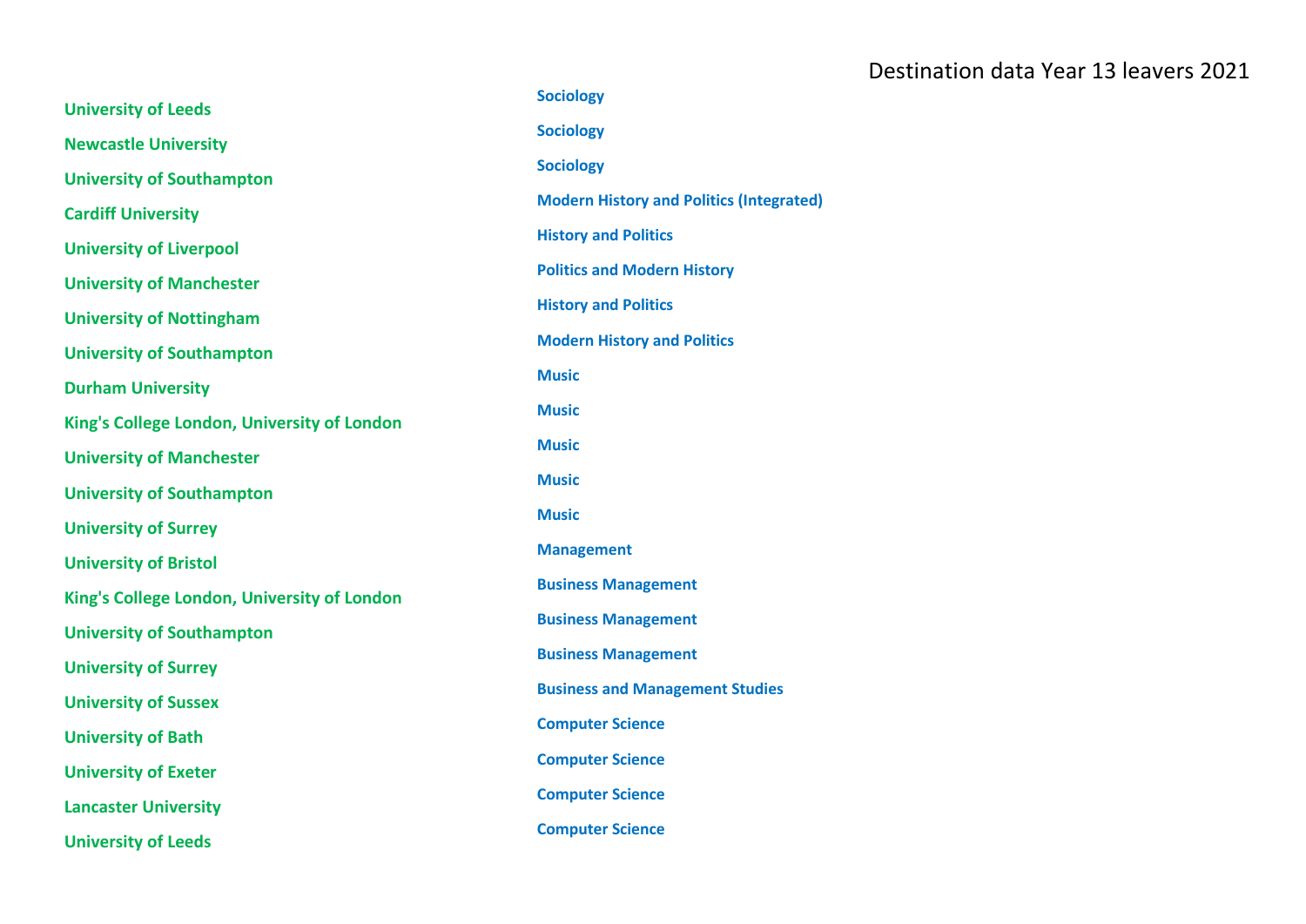Destination data Year 13 leavers 2021

| University | Course |
|---|---|
| University of Leeds | Sociology |
| Newcastle University | Sociology |
| University of Southampton | Sociology |
| Cardiff University | Modern History and Politics (Integrated) |
| University of Liverpool | History and Politics |
| University of Manchester | Politics and Modern History |
| University of Nottingham | History and Politics |
| University of Southampton | Modern History and Politics |
| Durham University | Music |
| King's College London, University of London | Music |
| University of Manchester | Music |
| University of Southampton | Music |
| University of Surrey | Music |
| University of Bristol | Management |
| King's College London, University of London | Business Management |
| University of Southampton | Business Management |
| University of Surrey | Business Management |
| University of Sussex | Business and Management Studies |
| University of Bath | Computer Science |
| University of Exeter | Computer Science |
| Lancaster University | Computer Science |
| University of Leeds | Computer Science |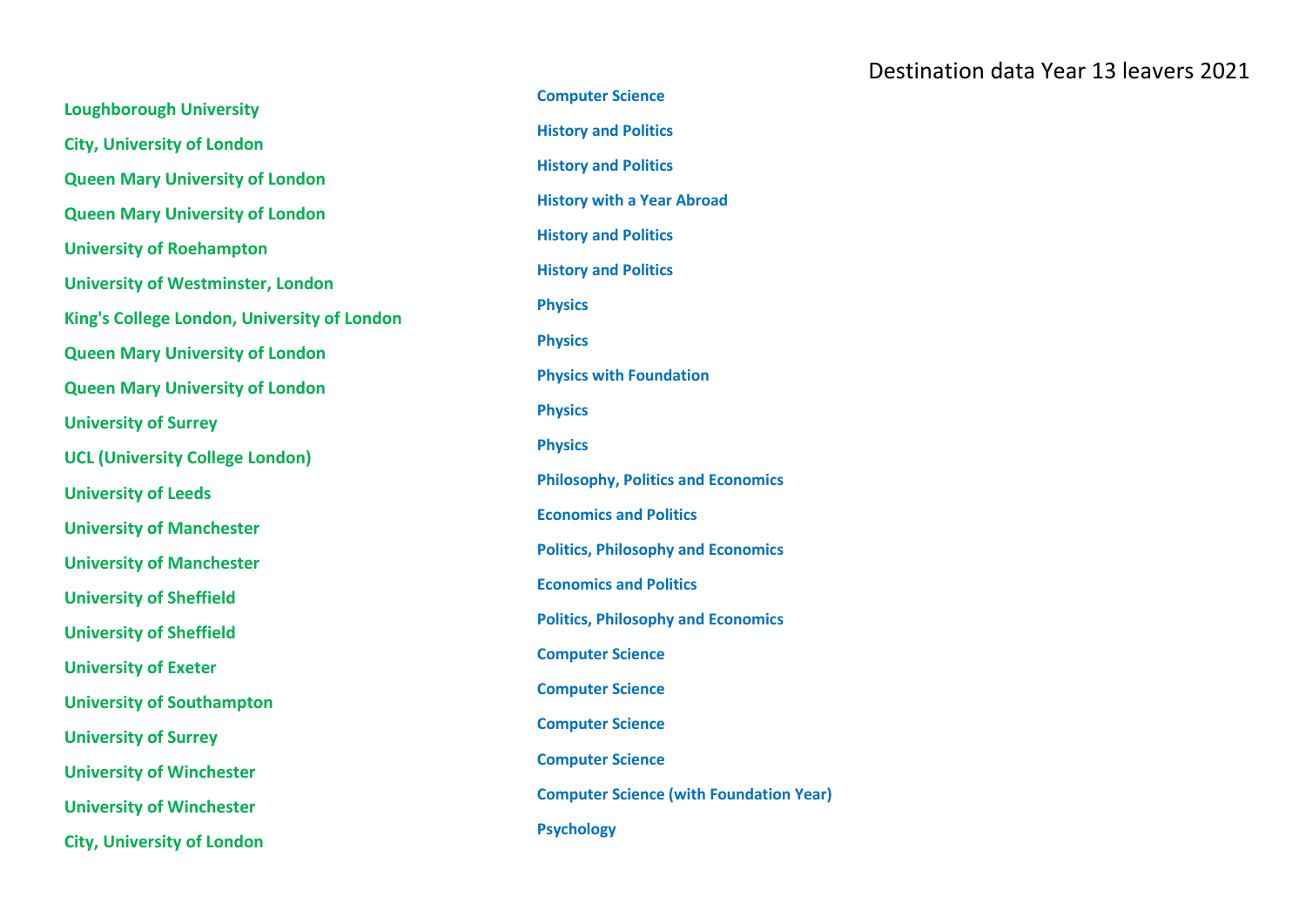Destination data Year 13 leavers 2021

| University | Course |
| --- | --- |
| Loughborough University | Computer Science |
| City, University of London | History and Politics |
| Queen Mary University of London | History and Politics |
| Queen Mary University of London | History with a Year Abroad |
| University of Roehampton | History and Politics |
| University of Westminster, London | History and Politics |
| King's College London, University of London | Physics |
| Queen Mary University of London | Physics |
| Queen Mary University of London | Physics with Foundation |
| University of Surrey | Physics |
| UCL (University College London) | Physics |
| University of Leeds | Philosophy, Politics and Economics |
| University of Manchester | Economics and Politics |
| University of Manchester | Politics, Philosophy and Economics |
| University of Sheffield | Economics and Politics |
| University of Sheffield | Politics, Philosophy and Economics |
| University of Exeter | Computer Science |
| University of Southampton | Computer Science |
| University of Surrey | Computer Science |
| University of Winchester | Computer Science |
| University of Winchester | Computer Science (with Foundation Year) |
| City, University of London | Psychology |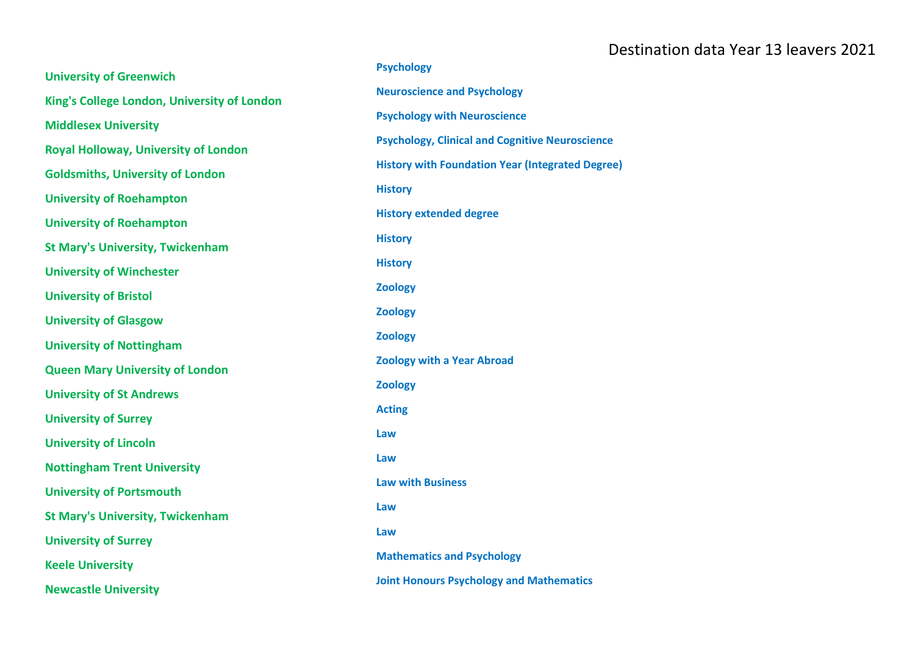# Destination data Year 13 leavers 2021

| University | Course |
| --- | --- |
| University of Greenwich | Psychology |
| King's College London, University of London | Neuroscience and Psychology |
| Middlesex University | Psychology with Neuroscience |
| Royal Holloway, University of London | Psychology, Clinical and Cognitive Neuroscience |
| Goldsmiths, University of London | History with Foundation Year (Integrated Degree) |
| University of Roehampton | History |
| University of Roehampton | History extended degree |
| St Mary's University, Twickenham | History |
| University of Winchester | History |
| University of Bristol | Zoology |
| University of Glasgow | Zoology |
| University of Nottingham | Zoology |
| Queen Mary University of London | Zoology with a Year Abroad |
| University of St Andrews | Zoology |
| University of Surrey | Acting |
| University of Lincoln | Law |
| Nottingham Trent University | Law |
| University of Portsmouth | Law with Business |
| St Mary's University, Twickenham | Law |
| University of Surrey | Law |
| Keele University | Mathematics and Psychology |
| Newcastle University | Joint Honours Psychology and Mathematics |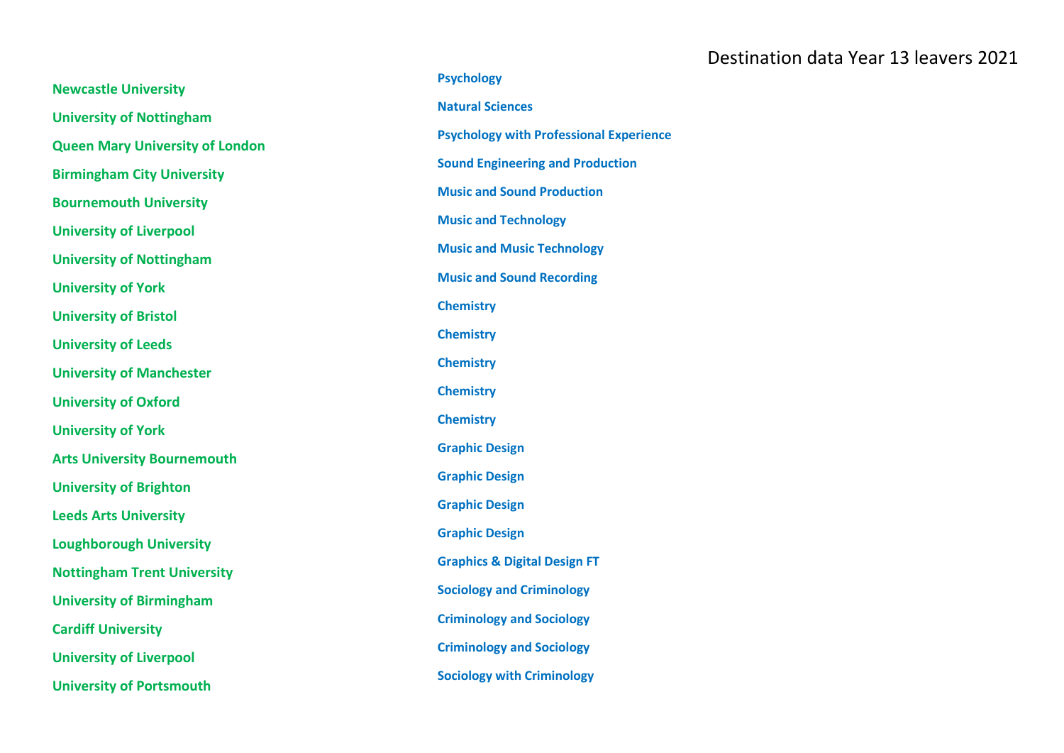# Destination data Year 13 leavers 2021

| University | Course |
| --- | --- |
| **Newcastle University** | **Psychology** |
| **University of Nottingham** | **Natural Sciences** |
| **Queen Mary University of London** | **Psychology with Professional Experience** |
| **Birmingham City University** | **Sound Engineering and Production** |
| **Bournemouth University** | **Music and Sound Production** |
| **University of Liverpool** | **Music and Technology** |
| **University of Nottingham** | **Music and Music Technology** |
| **University of York** | **Music and Sound Recording** |
| **University of Bristol** | **Chemistry** |
| **University of Leeds** | **Chemistry** |
| **University of Manchester** | **Chemistry** |
| **University of Oxford** | **Chemistry** |
| **University of York** | **Chemistry** |
| **Arts University Bournemouth** | **Graphic Design** |
| **University of Brighton** | **Graphic Design** |
| **Leeds Arts University** | **Graphic Design** |
| **Loughborough University** | **Graphic Design** |
| **Nottingham Trent University** | **Graphics & Digital Design FT** |
| **University of Birmingham** | **Sociology and Criminology** |
| **Cardiff University** | **Criminology and Sociology** |
| **University of Liverpool** | **Criminology and Sociology** |
| **University of Portsmouth** | **Sociology with Criminology** |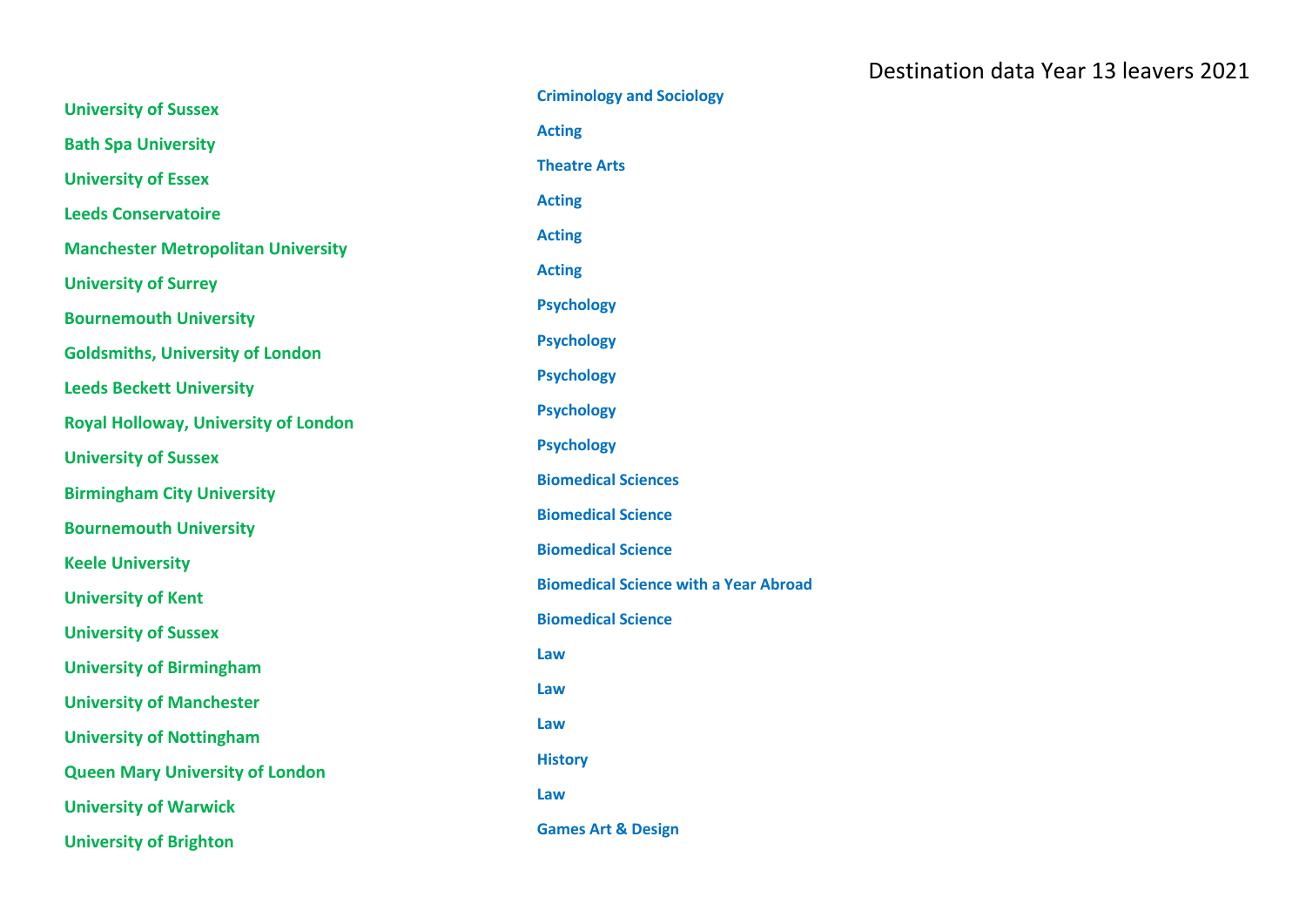# Destination data Year 13 leavers 2021

| University | Course |
|---|---|
| University of Sussex | Criminology and Sociology |
| Bath Spa University | Acting |
| University of Essex | Theatre Arts |
| Leeds Conservatoire | Acting |
| Manchester Metropolitan University | Acting |
| University of Surrey | Acting |
| Bournemouth University | Psychology |
| Goldsmiths, University of London | Psychology |
| Leeds Beckett University | Psychology |
| Royal Holloway, University of London | Psychology |
| University of Sussex | Psychology |
| Birmingham City University | Biomedical Sciences |
| Bournemouth University | Biomedical Science |
| Keele University | Biomedical Science |
| University of Kent | Biomedical Science with a Year Abroad |
| University of Sussex | Biomedical Science |
| University of Birmingham | Law |
| University of Manchester | Law |
| University of Nottingham | Law |
| Queen Mary University of London | History |
| University of Warwick | Law |
| University of Brighton | Games Art & Design |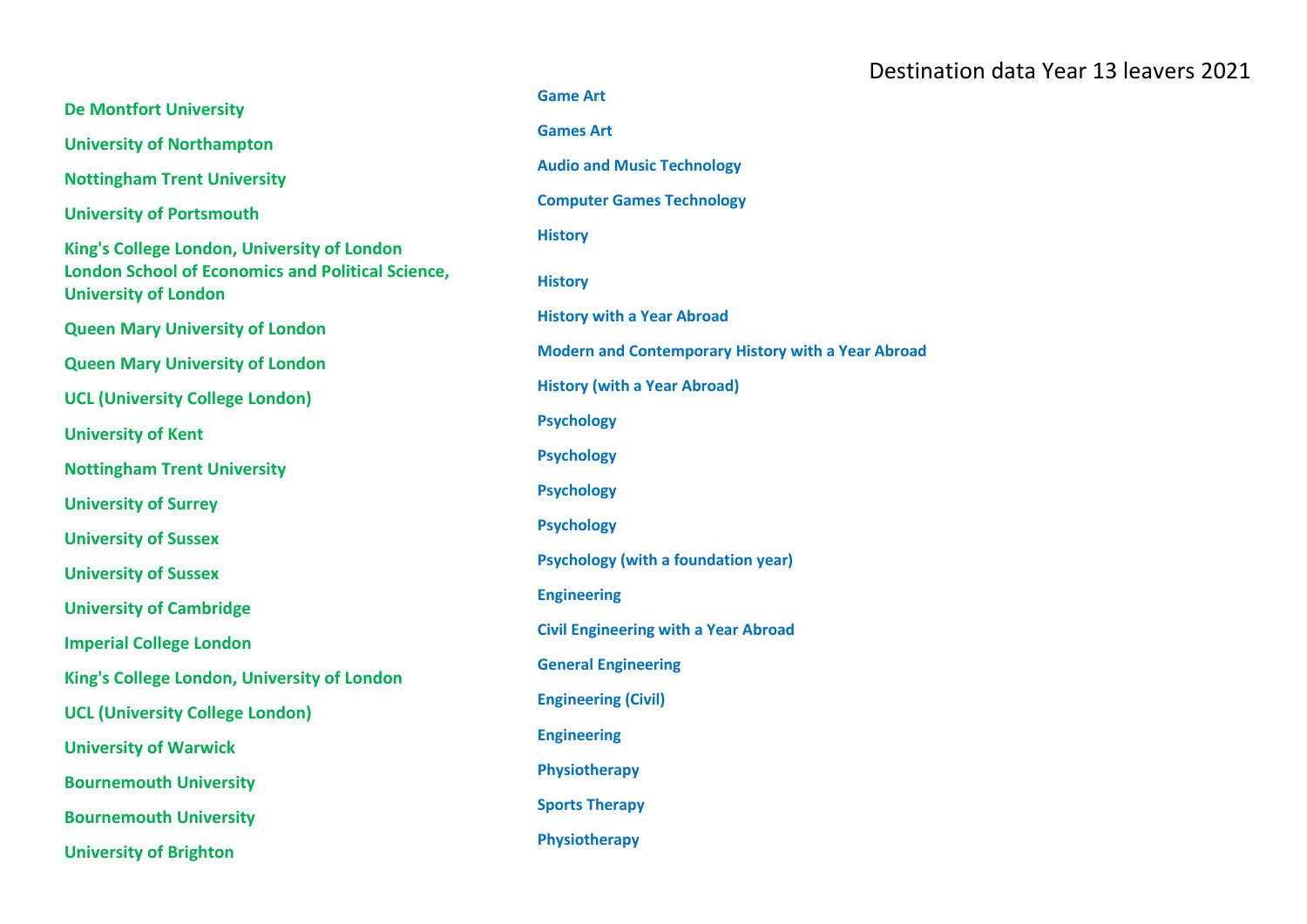# Destination data Year 13 leavers 2021

| University | Course |
|---|---|
| De Montfort University | Game Art |
| University of Northampton | Games Art |
| Nottingham Trent University | Audio and Music Technology |
| University of Portsmouth | Computer Games Technology |
| King's College London, University of London | History |
| London School of Economics and Political Science, University of London | History |
| Queen Mary University of London | History with a Year Abroad |
| Queen Mary University of London | Modern and Contemporary History with a Year Abroad |
| UCL (University College London) | History (with a Year Abroad) |
| University of Kent | Psychology |
| Nottingham Trent University | Psychology |
| University of Surrey | Psychology |
| University of Sussex | Psychology |
| University of Sussex | Psychology (with a foundation year) |
| University of Cambridge | Engineering |
| Imperial College London | Civil Engineering with a Year Abroad |
| King's College London, University of London | General Engineering |
| UCL (University College London) | Engineering (Civil) |
| University of Warwick | Engineering |
| Bournemouth University | Physiotherapy |
| Bournemouth University | Sports Therapy |
| University of Brighton | Physiotherapy |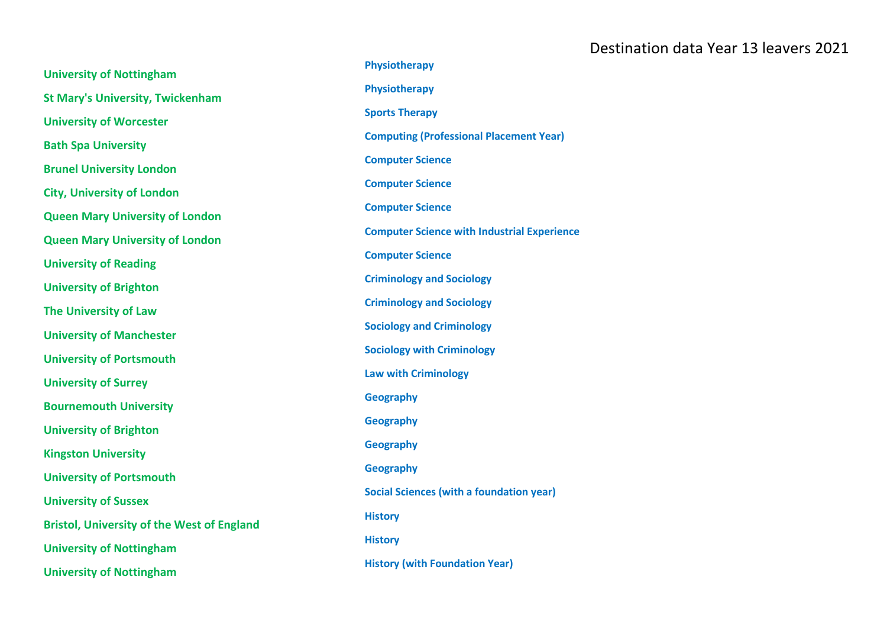Destination data Year 13 leavers 2021

| University | Course |
|---|---|
| University of Nottingham | Physiotherapy |
| St Mary's University, Twickenham | Physiotherapy |
| University of Worcester | Sports Therapy |
| Bath Spa University | Computing (Professional Placement Year) |
| Brunel University London | Computer Science |
| City, University of London | Computer Science |
| Queen Mary University of London | Computer Science |
| Queen Mary University of London | Computer Science with Industrial Experience |
| University of Reading | Computer Science |
| University of Brighton | Criminology and Sociology |
| The University of Law | Criminology and Sociology |
| University of Manchester | Sociology and Criminology |
| University of Portsmouth | Sociology with Criminology |
| University of Surrey | Law with Criminology |
| Bournemouth University | Geography |
| University of Brighton | Geography |
| Kingston University | Geography |
| University of Portsmouth | Geography |
| University of Sussex | Social Sciences (with a foundation year) |
| Bristol, University of the West of England | History |
| University of Nottingham | History |
| University of Nottingham | History (with Foundation Year) |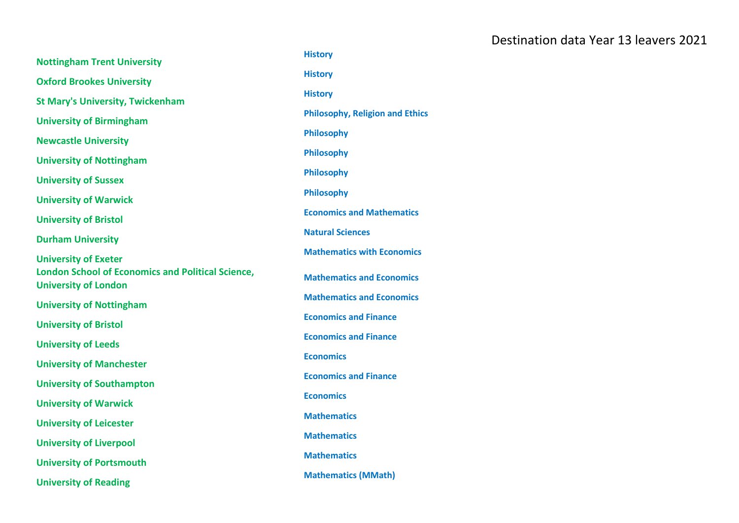Destination data Year 13 leavers 2021

| University | Course |
|---|---|
| **Nottingham Trent University** | **History** |
| **Oxford Brookes University** | **History** |
| **St Mary's University, Twickenham** | **History** |
| **University of Birmingham** | **Philosophy, Religion and Ethics** |
| **Newcastle University** | **Philosophy** |
| **University of Nottingham** | **Philosophy** |
| **University of Sussex** | **Philosophy** |
| **University of Warwick** | **Philosophy** |
| **University of Bristol** | **Economics and Mathematics** |
| **Durham University** | **Natural Sciences** |
| **University of Exeter** | **Mathematics with Economics** |
| **London School of Economics and Political Science, University of London** | **Mathematics and Economics** |
| **University of Nottingham** | **Mathematics and Economics** |
| **University of Bristol** | **Economics and Finance** |
| **University of Leeds** | **Economics and Finance** |
| **University of Manchester** | **Economics** |
| **University of Southampton** | **Economics and Finance** |
| **University of Warwick** | **Economics** |
| **University of Leicester** | **Mathematics** |
| **University of Liverpool** | **Mathematics** |
| **University of Portsmouth** | **Mathematics** |
| **University of Reading** | **Mathematics (MMath)** |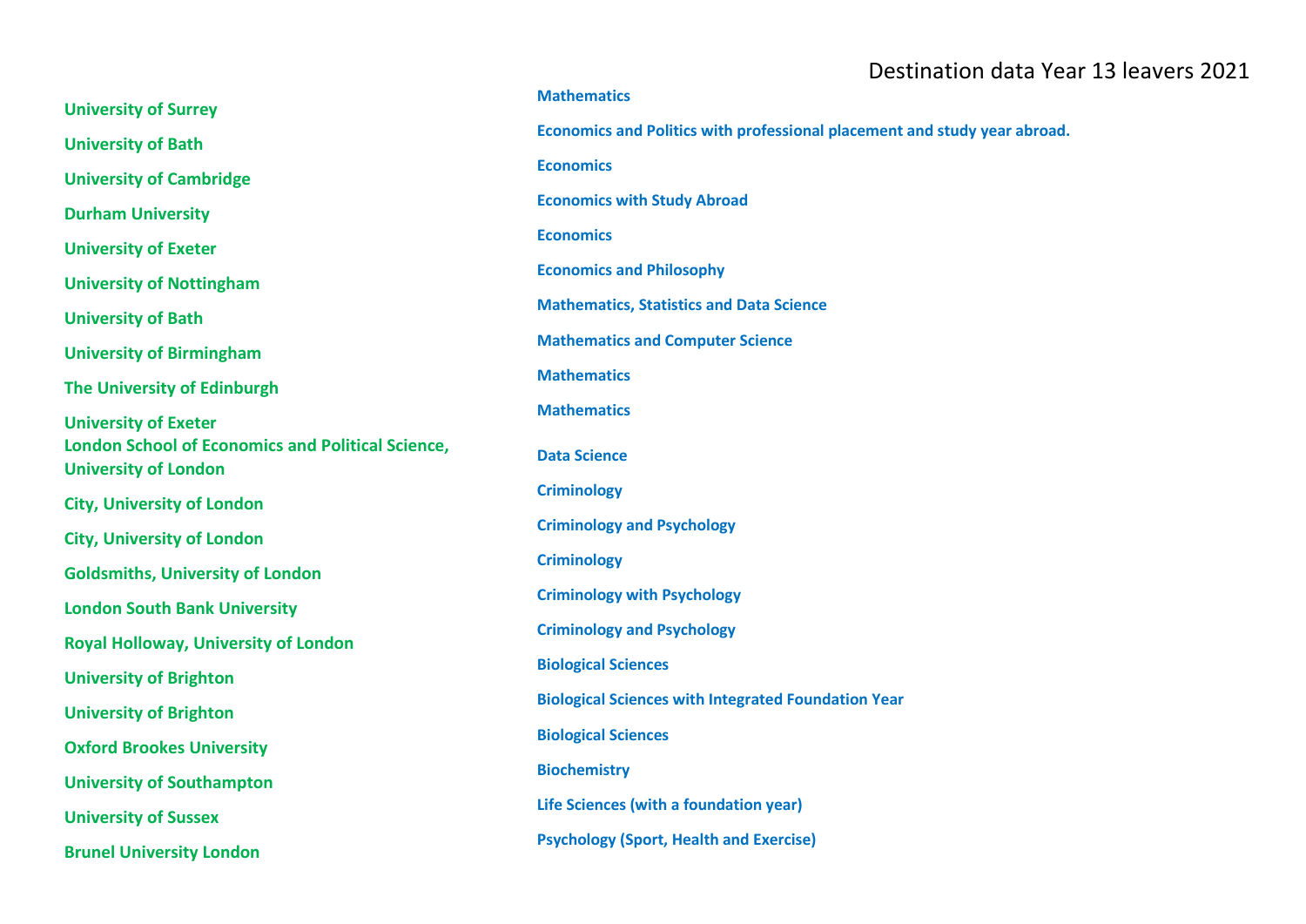# Destination data Year 13 leavers 2021

| University | Course |
|---|---|
| University of Surrey | Mathematics |
| University of Bath | Economics and Politics with professional placement and study year abroad. |
| University of Cambridge | Economics |
| Durham University | Economics with Study Abroad |
| University of Exeter | Economics |
| University of Nottingham | Economics and Philosophy |
| University of Bath | Mathematics, Statistics and Data Science |
| University of Birmingham | Mathematics and Computer Science |
| The University of Edinburgh | Mathematics |
| University of Exeter | Mathematics |
| London School of Economics and Political Science, University of London | Data Science |
| City, University of London | Criminology |
| City, University of London | Criminology and Psychology |
| Goldsmiths, University of London | Criminology |
| London South Bank University | Criminology with Psychology |
| Royal Holloway, University of London | Criminology and Psychology |
| University of Brighton | Biological Sciences |
| University of Brighton | Biological Sciences with Integrated Foundation Year |
| Oxford Brookes University | Biological Sciences |
| University of Southampton | Biochemistry |
| University of Sussex | Life Sciences (with a foundation year) |
| Brunel University London | Psychology (Sport, Health and Exercise) |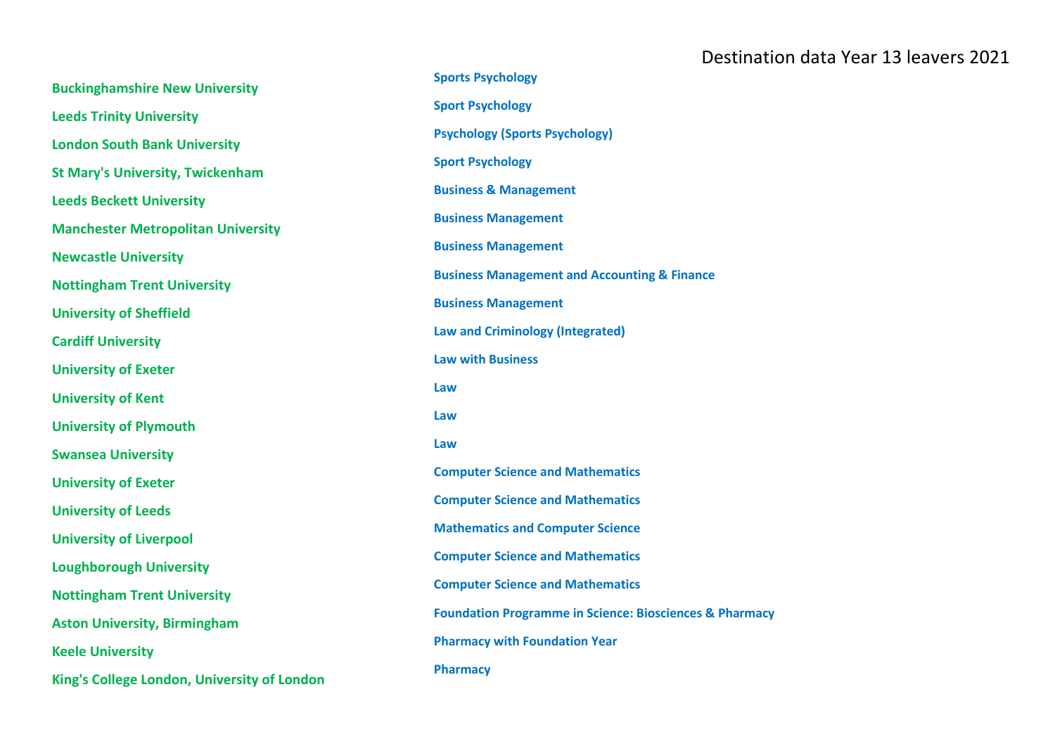# Destination data Year 13 leavers 2021

| University | Course |
|---|---|
| Buckinghamshire New University | Sports Psychology |
| Leeds Trinity University | Sport Psychology |
| London South Bank University | Psychology (Sports Psychology) |
| St Mary's University, Twickenham | Sport Psychology |
| Leeds Beckett University | Business & Management |
| Manchester Metropolitan University | Business Management |
| Newcastle University | Business Management |
| Nottingham Trent University | Business Management and Accounting & Finance |
| University of Sheffield | Business Management |
| Cardiff University | Law and Criminology (Integrated) |
| University of Exeter | Law with Business |
| University of Kent | Law |
| University of Plymouth | Law |
| Swansea University | Law |
| University of Exeter | Computer Science and Mathematics |
| University of Leeds | Computer Science and Mathematics |
| University of Liverpool | Mathematics and Computer Science |
| Loughborough University | Computer Science and Mathematics |
| Nottingham Trent University | Computer Science and Mathematics |
| Aston University, Birmingham | Foundation Programme in Science: Biosciences & Pharmacy |
| Keele University | Pharmacy with Foundation Year |
| King's College London, University of London | Pharmacy |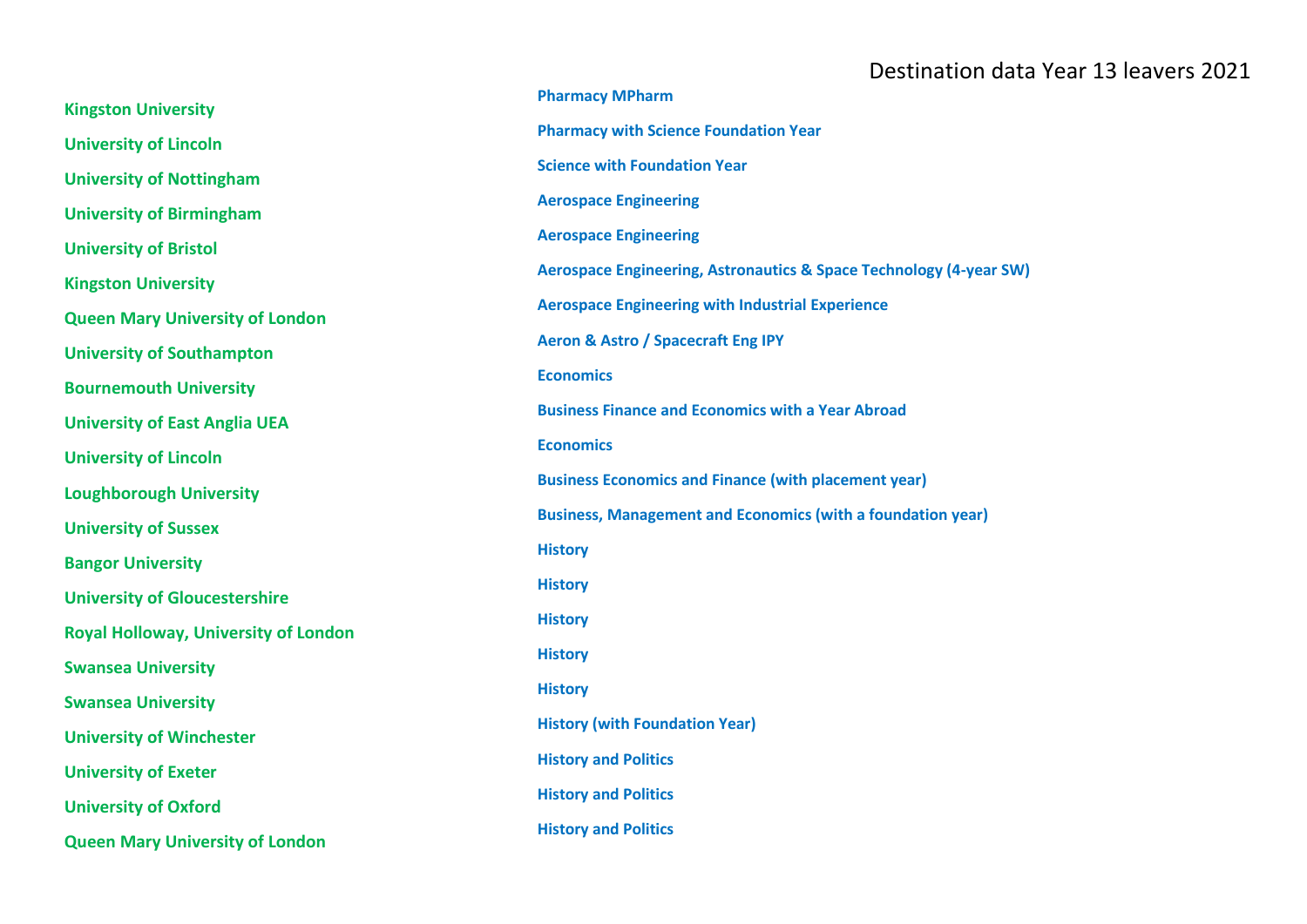Destination data Year 13 leavers 2021

| University | Course |
| --- | --- |
| Kingston University | Pharmacy MPharm |
| University of Lincoln | Pharmacy with Science Foundation Year |
| University of Nottingham | Science with Foundation Year |
| University of Birmingham | Aerospace Engineering |
| University of Bristol | Aerospace Engineering |
| Kingston University | Aerospace Engineering, Astronautics & Space Technology (4-year SW) |
| Queen Mary University of London | Aerospace Engineering with Industrial Experience |
| University of Southampton | Aeron & Astro / Spacecraft Eng IPY |
| Bournemouth University | Economics |
| University of East Anglia UEA | Business Finance and Economics with a Year Abroad |
| University of Lincoln | Economics |
| Loughborough University | Business Economics and Finance (with placement year) |
| University of Sussex | Business, Management and Economics (with a foundation year) |
| Bangor University | History |
| University of Gloucestershire | History |
| Royal Holloway, University of London | History |
| Swansea University | History |
| Swansea University | History |
| University of Winchester | History (with Foundation Year) |
| University of Exeter | History and Politics |
| University of Oxford | History and Politics |
| Queen Mary University of London | History and Politics |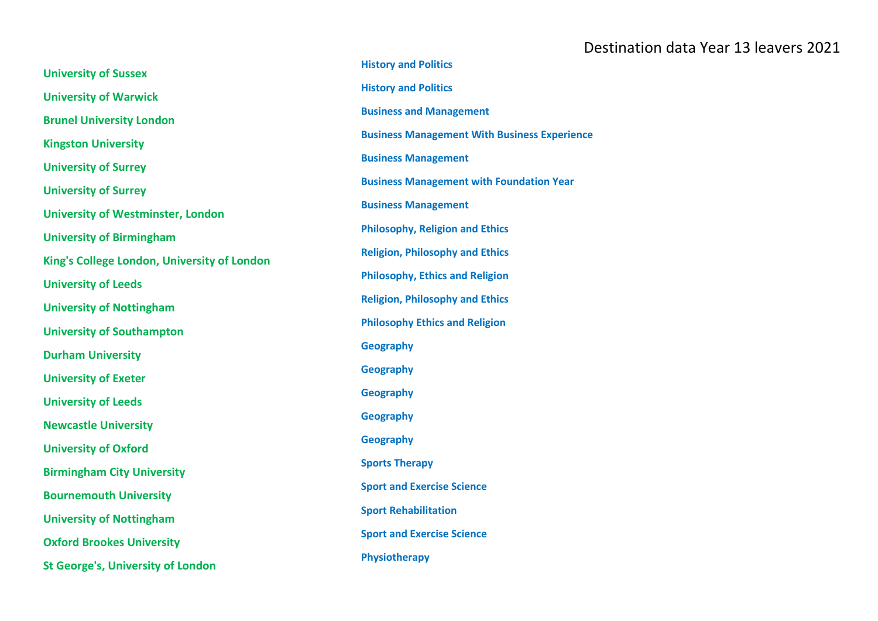# Destination data Year 13 leavers 2021

| University | Course |
|---|---|
| University of Sussex | History and Politics |
| University of Warwick | History and Politics |
| Brunel University London | Business and Management |
| Kingston University | Business Management With Business Experience |
| University of Surrey | Business Management |
| University of Surrey | Business Management with Foundation Year |
| University of Westminster, London | Business Management |
| University of Birmingham | Philosophy, Religion and Ethics |
| King's College London, University of London | Religion, Philosophy and Ethics |
| University of Leeds | Philosophy, Ethics and Religion |
| University of Nottingham | Religion, Philosophy and Ethics |
| University of Southampton | Philosophy Ethics and Religion |
| Durham University | Geography |
| University of Exeter | Geography |
| University of Leeds | Geography |
| Newcastle University | Geography |
| University of Oxford | Geography |
| Birmingham City University | Sports Therapy |
| Bournemouth University | Sport and Exercise Science |
| University of Nottingham | Sport Rehabilitation |
| Oxford Brookes University | Sport and Exercise Science |
| St George's, University of London | Physiotherapy |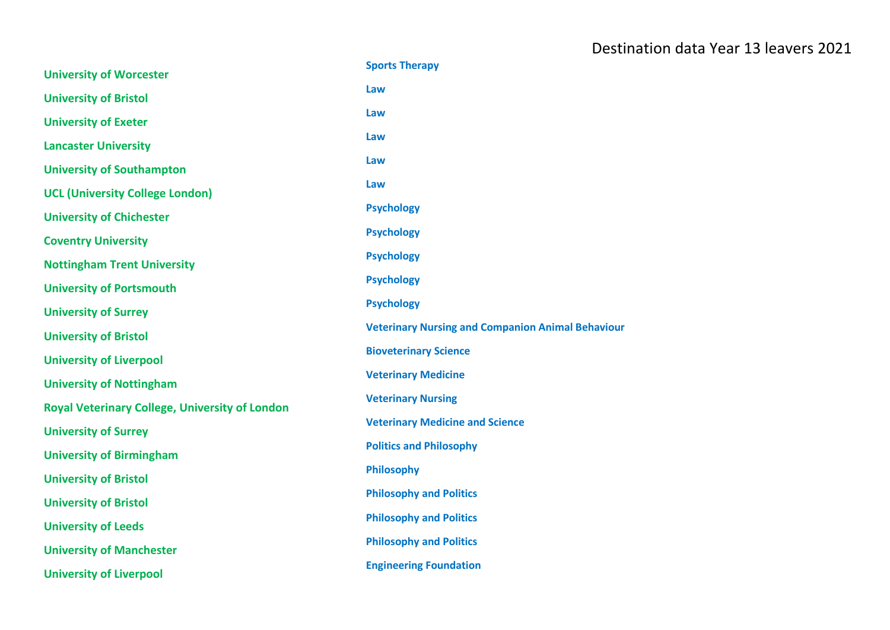# Destination data Year 13 leavers 2021

| University | Course |
| --- | --- |
| University of Worcester | Sports Therapy |
| University of Bristol | Law |
| University of Exeter | Law |
| Lancaster University | Law |
| University of Southampton | Law |
| UCL (University College London) | Law |
| University of Chichester | Psychology |
| Coventry University | Psychology |
| Nottingham Trent University | Psychology |
| University of Portsmouth | Psychology |
| University of Surrey | Psychology |
| University of Bristol | Veterinary Nursing and Companion Animal Behaviour |
| University of Liverpool | Bioveterinary Science |
| University of Nottingham | Veterinary Medicine |
| Royal Veterinary College, University of London | Veterinary Nursing |
| University of Surrey | Veterinary Medicine and Science |
| University of Birmingham | Politics and Philosophy |
| University of Bristol | Philosophy |
| University of Bristol | Philosophy and Politics |
| University of Leeds | Philosophy and Politics |
| University of Manchester | Philosophy and Politics |
| University of Liverpool | Engineering Foundation |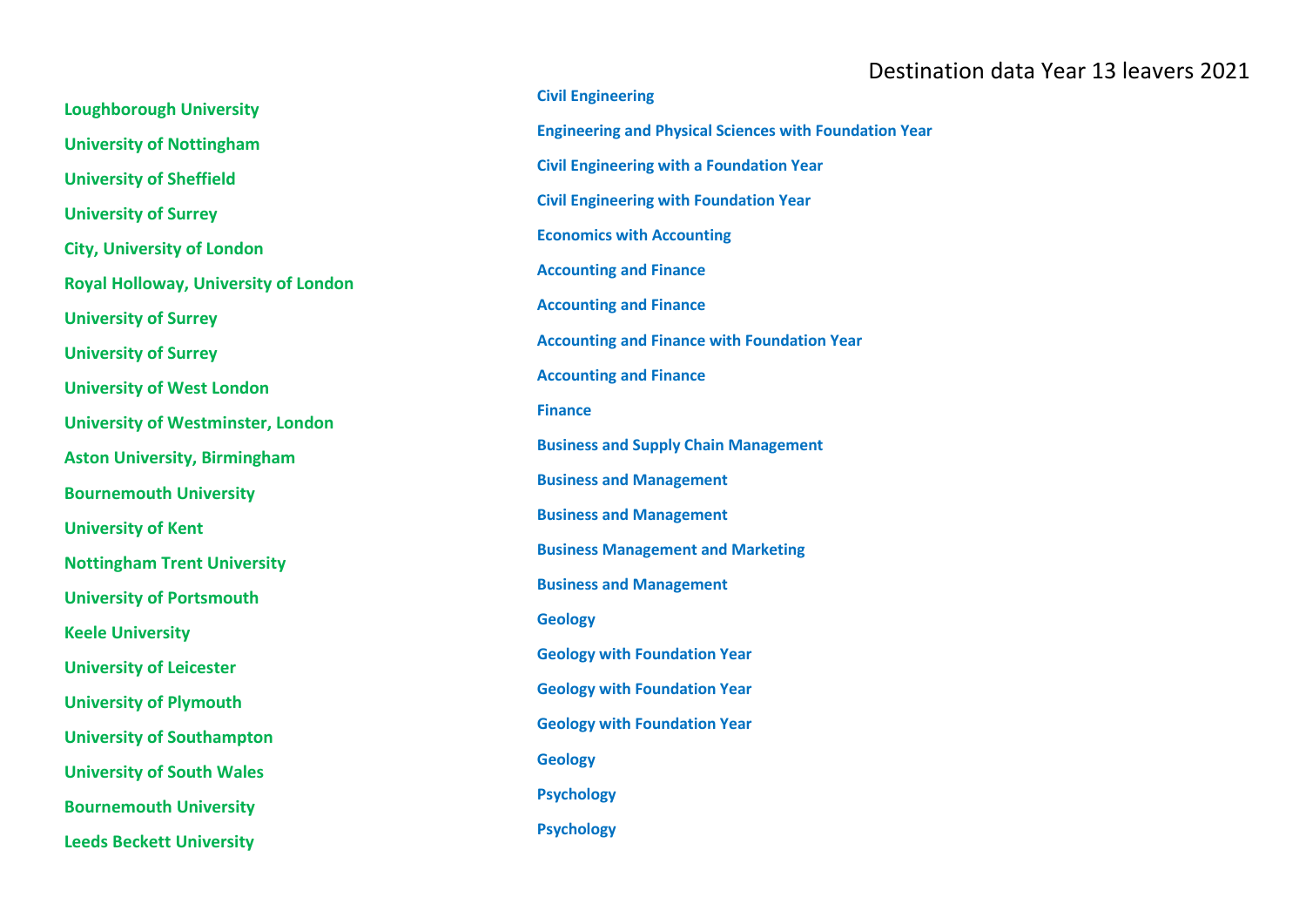| University | Course |
| --- | --- |
| Loughborough University | Civil Engineering |
| University of Nottingham | Engineering and Physical Sciences with Foundation Year |
| University of Sheffield | Civil Engineering with a Foundation Year |
| University of Surrey | Civil Engineering with Foundation Year |
| City, University of London | Economics with Accounting |
| Royal Holloway, University of London | Accounting and Finance |
| University of Surrey | Accounting and Finance |
| University of Surrey | Accounting and Finance with Foundation Year |
| University of West London | Accounting and Finance |
| University of Westminster, London | Finance |
| Aston University, Birmingham | Business and Supply Chain Management |
| Bournemouth University | Business and Management |
| University of Kent | Business and Management |
| Nottingham Trent University | Business Management and Marketing |
| University of Portsmouth | Business and Management |
| Keele University | Geology |
| University of Leicester | Geology with Foundation Year |
| University of Plymouth | Geology with Foundation Year |
| University of Southampton | Geology with Foundation Year |
| University of South Wales | Geology |
| Bournemouth University | Psychology |
| Leeds Beckett University | Psychology |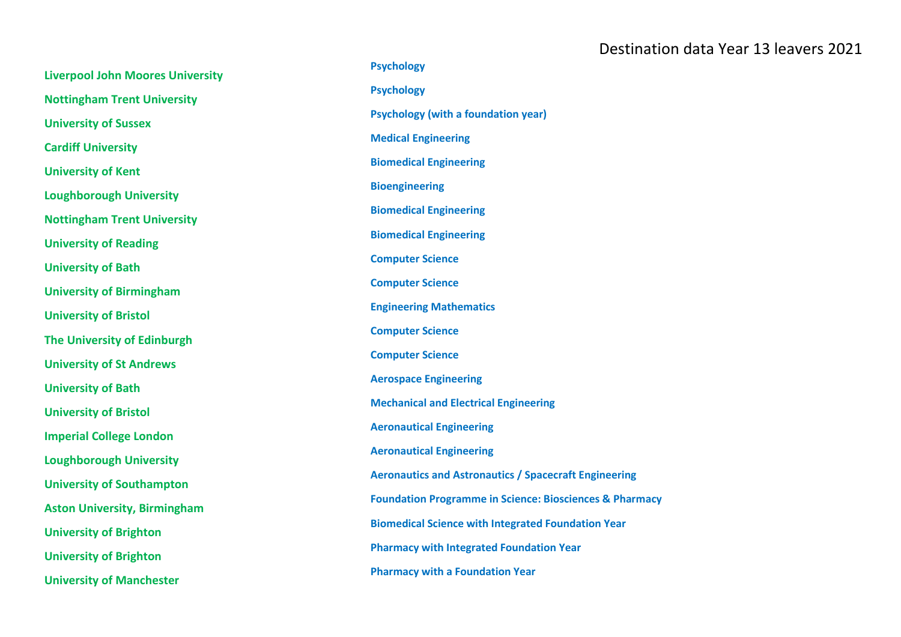# Destination data Year 13 leavers 2021

| University | Course |
| --- | --- |
| Liverpool John Moores University | Psychology |
| Nottingham Trent University | Psychology |
| University of Sussex | Psychology (with a foundation year) |
| Cardiff University | Medical Engineering |
| University of Kent | Biomedical Engineering |
| Loughborough University | Bioengineering |
| Nottingham Trent University | Biomedical Engineering |
| University of Reading | Biomedical Engineering |
| University of Bath | Computer Science |
| University of Birmingham | Computer Science |
| University of Bristol | Engineering Mathematics |
| The University of Edinburgh | Computer Science |
| University of St Andrews | Computer Science |
| University of Bath | Aerospace Engineering |
| University of Bristol | Mechanical and Electrical Engineering |
| Imperial College London | Aeronautical Engineering |
| Loughborough University | Aeronautical Engineering |
| University of Southampton | Aeronautics and Astronautics / Spacecraft Engineering |
| Aston University, Birmingham | Foundation Programme in Science: Biosciences & Pharmacy |
| University of Brighton | Biomedical Science with Integrated Foundation Year |
| University of Brighton | Pharmacy with Integrated Foundation Year |
| University of Manchester | Pharmacy with a Foundation Year |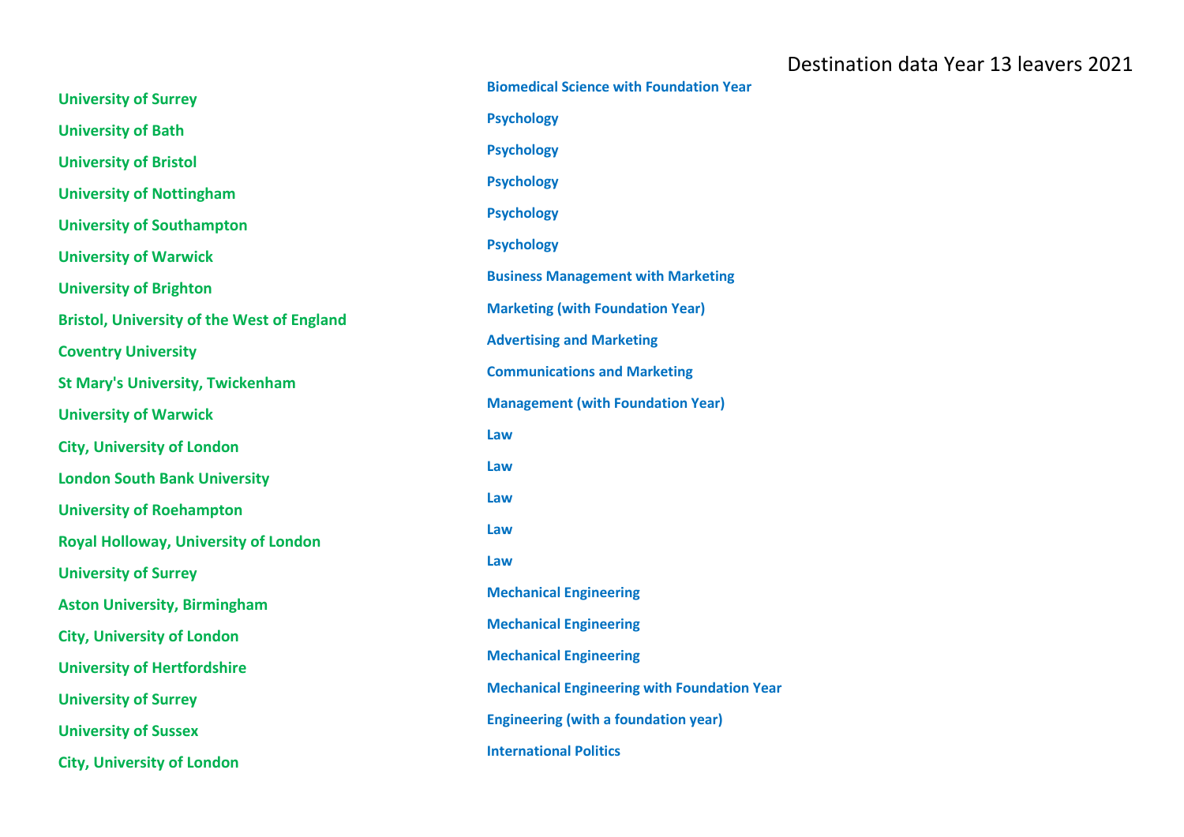Destination data Year 13 leavers 2021

| University | Course |
|---|---|
| **University of Surrey** | **Biomedical Science with Foundation Year** |
| **University of Bath** | **Psychology** |
| **University of Bristol** | **Psychology** |
| **University of Nottingham** | **Psychology** |
| **University of Southampton** | **Psychology** |
| **University of Warwick** | **Psychology** |
| **University of Brighton** | **Business Management with Marketing** |
| **Bristol, University of the West of England** | **Marketing (with Foundation Year)** |
| **Coventry University** | **Advertising and Marketing** |
| **St Mary's University, Twickenham** | **Communications and Marketing** |
| **University of Warwick** | **Management (with Foundation Year)** |
| **City, University of London** | **Law** |
| **London South Bank University** | **Law** |
| **University of Roehampton** | **Law** |
| **Royal Holloway, University of London** | **Law** |
| **University of Surrey** | **Law** |
| **Aston University, Birmingham** | **Mechanical Engineering** |
| **City, University of London** | **Mechanical Engineering** |
| **University of Hertfordshire** | **Mechanical Engineering** |
| **University of Surrey** | **Mechanical Engineering with Foundation Year** |
| **University of Sussex** | **Engineering (with a foundation year)** |
| **City, University of London** | **International Politics** |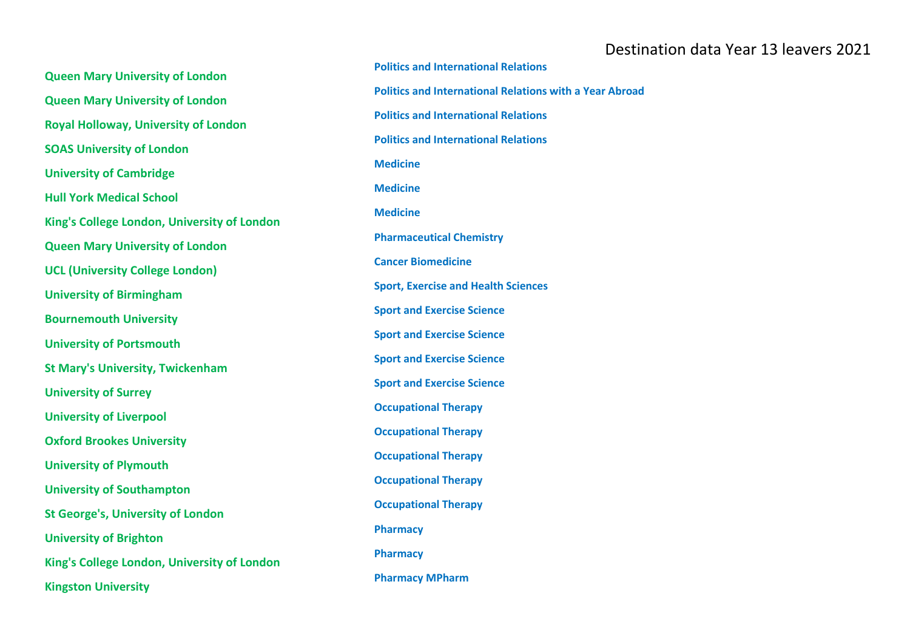Destination data Year 13 leavers 2021

| University | Course |
| --- | --- |
| Queen Mary University of London | Politics and International Relations |
| Queen Mary University of London | Politics and International Relations with a Year Abroad |
| Royal Holloway, University of London | Politics and International Relations |
| SOAS University of London | Politics and International Relations |
| University of Cambridge | Medicine |
| Hull York Medical School | Medicine |
| King's College London, University of London | Medicine |
| Queen Mary University of London | Pharmaceutical Chemistry |
| UCL (University College London) | Cancer Biomedicine |
| University of Birmingham | Sport, Exercise and Health Sciences |
| Bournemouth University | Sport and Exercise Science |
| University of Portsmouth | Sport and Exercise Science |
| St Mary's University, Twickenham | Sport and Exercise Science |
| University of Surrey | Sport and Exercise Science |
| University of Liverpool | Occupational Therapy |
| Oxford Brookes University | Occupational Therapy |
| University of Plymouth | Occupational Therapy |
| University of Southampton | Occupational Therapy |
| St George's, University of London | Occupational Therapy |
| University of Brighton | Pharmacy |
| King's College London, University of London | Pharmacy |
| Kingston University | Pharmacy MPharm |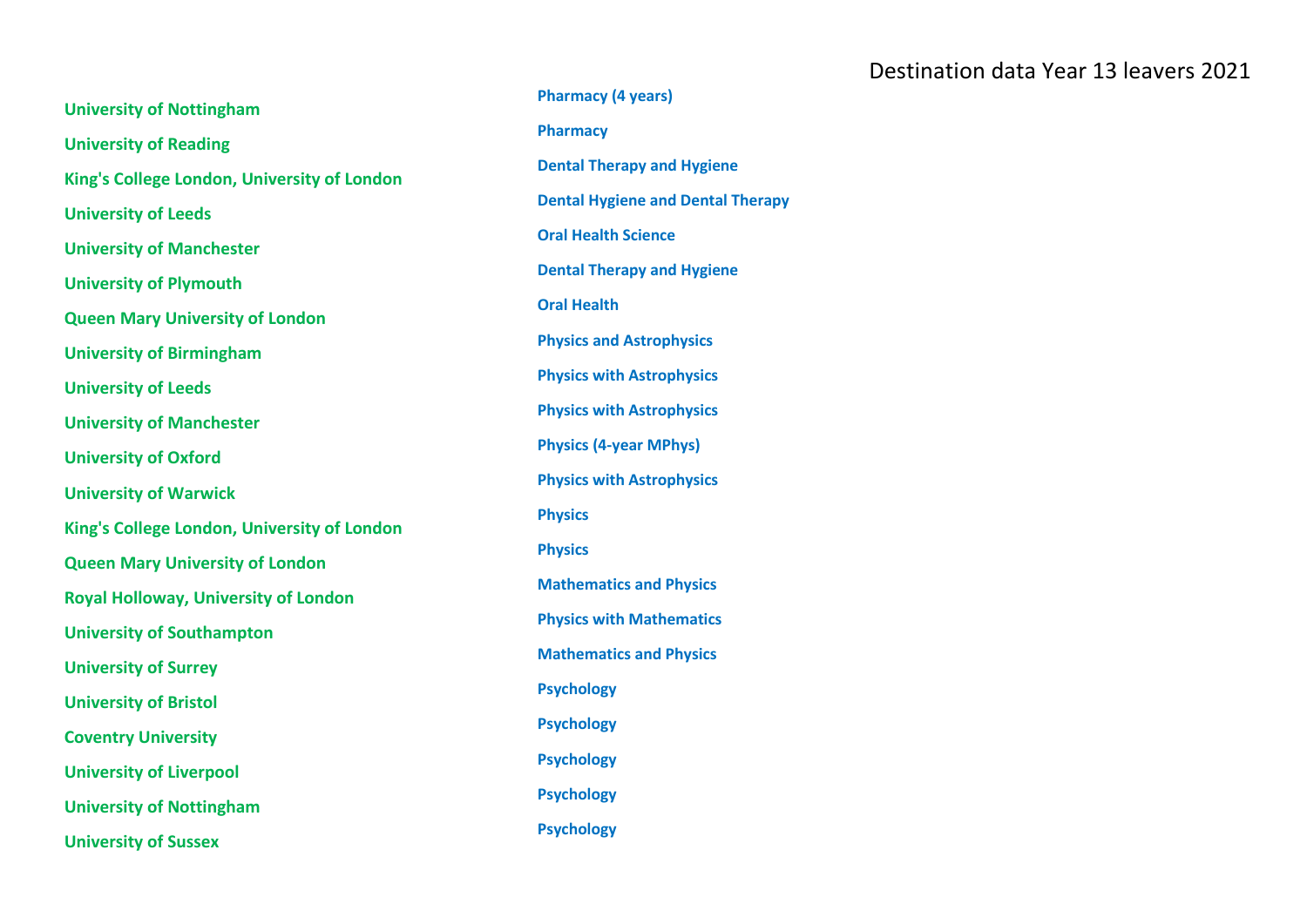Destination data Year 13 leavers 2021

| University | Course |
|---|---|
| University of Nottingham | Pharmacy (4 years) |
| University of Reading | Pharmacy |
| King's College London, University of London | Dental Therapy and Hygiene |
| University of Leeds | Dental Hygiene and Dental Therapy |
| University of Manchester | Oral Health Science |
| University of Plymouth | Dental Therapy and Hygiene |
| Queen Mary University of London | Oral Health |
| University of Birmingham | Physics and Astrophysics |
| University of Leeds | Physics with Astrophysics |
| University of Manchester | Physics with Astrophysics |
| University of Oxford | Physics (4-year MPhys) |
| University of Warwick | Physics with Astrophysics |
| King's College London, University of London | Physics |
| Queen Mary University of London | Physics |
| Royal Holloway, University of London | Mathematics and Physics |
| University of Southampton | Physics with Mathematics |
| University of Surrey | Mathematics and Physics |
| University of Bristol | Psychology |
| Coventry University | Psychology |
| University of Liverpool | Psychology |
| University of Nottingham | Psychology |
| University of Sussex | Psychology |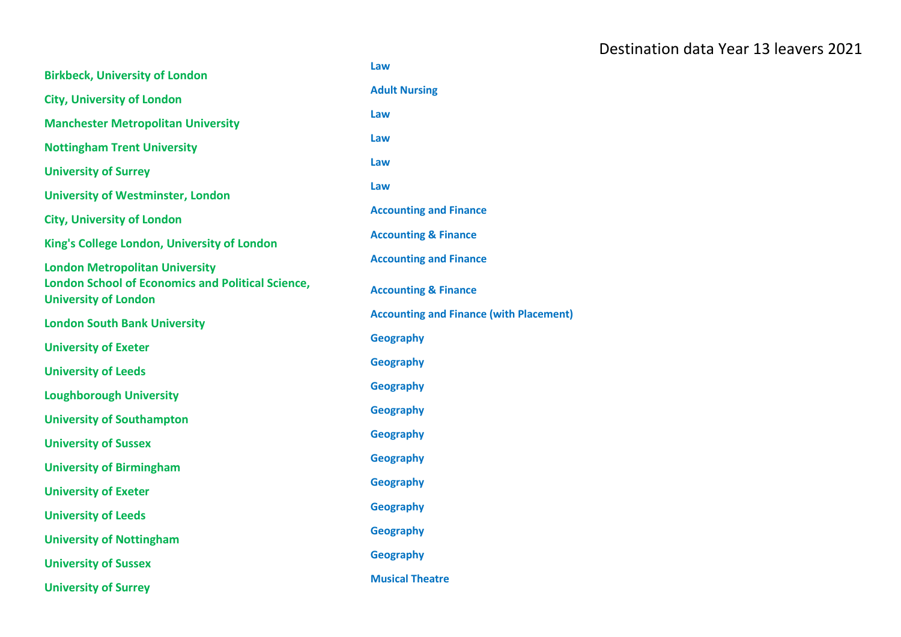# Destination data Year 13 leavers 2021

| University | Course |
| --- | --- |
| Birkbeck, University of London | Law |
| City, University of London | Adult Nursing |
| Manchester Metropolitan University | Law |
| Nottingham Trent University | Law |
| University of Surrey | Law |
| University of Westminster, London | Law |
| City, University of London | Accounting and Finance |
| King's College London, University of London | Accounting & Finance |
| London Metropolitan University | Accounting and Finance |
| London School of Economics and Political Science, University of London | Accounting & Finance |
| London South Bank University | Accounting and Finance (with Placement) |
| University of Exeter | Geography |
| University of Leeds | Geography |
| Loughborough University | Geography |
| University of Southampton | Geography |
| University of Sussex | Geography |
| University of Birmingham | Geography |
| University of Exeter | Geography |
| University of Leeds | Geography |
| University of Nottingham | Geography |
| University of Sussex | Geography |
| University of Surrey | Musical Theatre |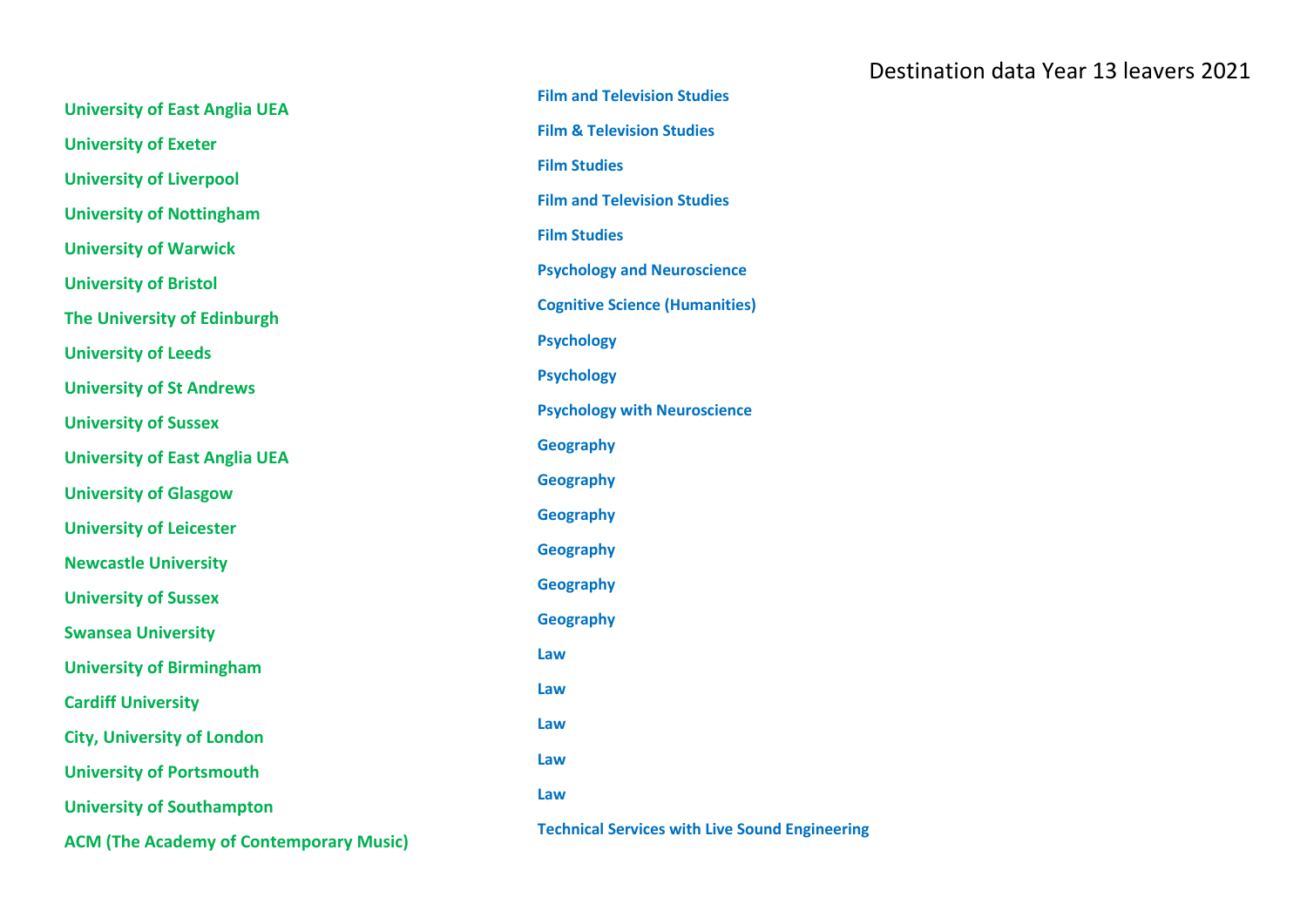Destination data Year 13 leavers 2021

| University | Course |
|---|---|
| University of East Anglia UEA | Film and Television Studies |
| University of Exeter | Film & Television Studies |
| University of Liverpool | Film Studies |
| University of Nottingham | Film and Television Studies |
| University of Warwick | Film Studies |
| University of Bristol | Psychology and Neuroscience |
| The University of Edinburgh | Cognitive Science (Humanities) |
| University of Leeds | Psychology |
| University of St Andrews | Psychology |
| University of Sussex | Psychology with Neuroscience |
| University of East Anglia UEA | Geography |
| University of Glasgow | Geography |
| University of Leicester | Geography |
| Newcastle University | Geography |
| University of Sussex | Geography |
| Swansea University | Geography |
| University of Birmingham | Law |
| Cardiff University | Law |
| City, University of London | Law |
| University of Portsmouth | Law |
| University of Southampton | Law |
| ACM (The Academy of Contemporary Music) | Technical Services with Live Sound Engineering |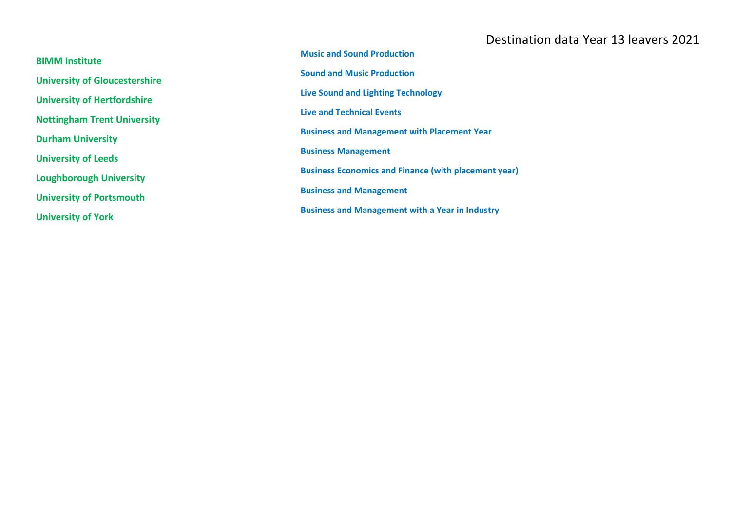Destination data Year 13 leavers 2021

| | |
|---|---|
| **BIMM Institute** | **Music and Sound Production** |
| **University of Gloucestershire** | **Sound and Music Production** |
| **University of Hertfordshire** | **Live Sound and Lighting Technology** |
| **Nottingham Trent University** | **Live and Technical Events** |
| **Durham University** | **Business and Management with Placement Year** |
| **University of Leeds** | **Business Management** |
| **Loughborough University** | **Business Economics and Finance (with placement year)** |
| **University of Portsmouth** | **Business and Management** |
| **University of York** | **Business and Management with a Year in Industry** |